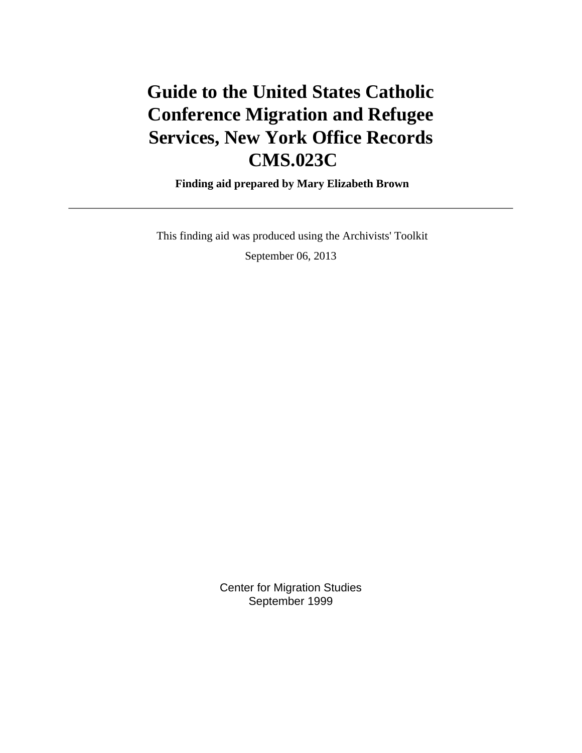# Guide to the United States Catholic Conference Migration and Refugee Services, New York Office Records CMS.023C

**Finding aid prepared by Mary Elizabeth Brown**

---

This finding aid was produced using the Archivists' Toolkit

September 06, 2013

Center for Migration Studies
September 1999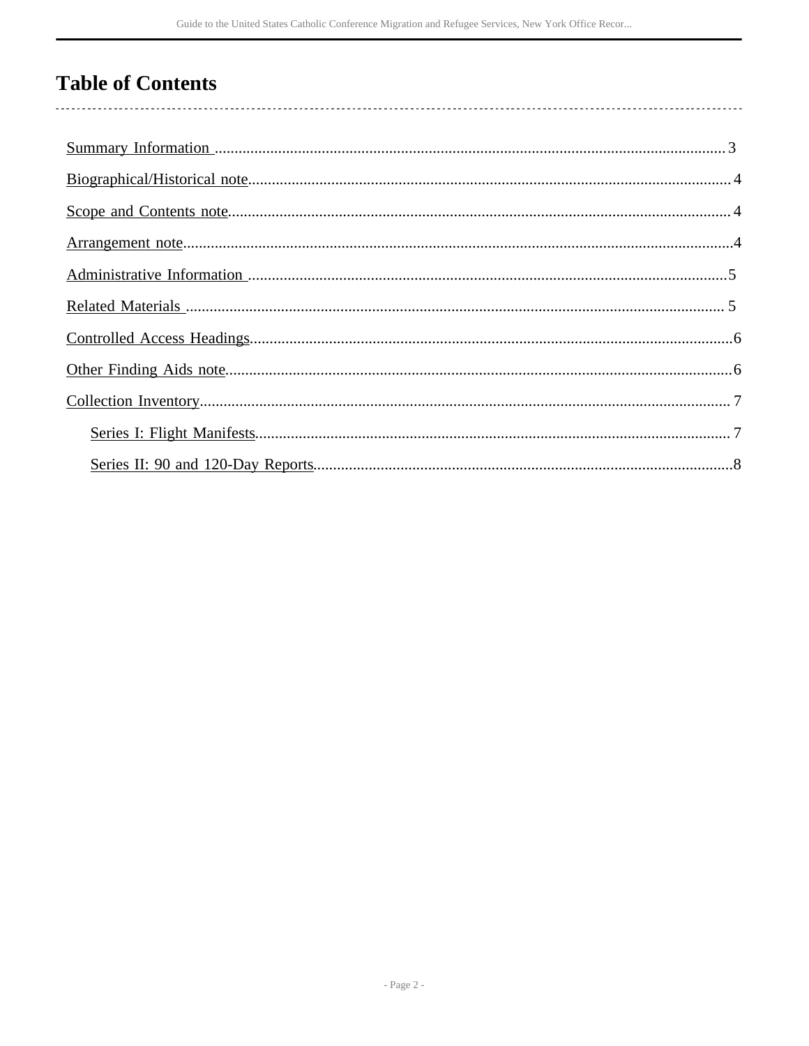# Table of Contents

- Summary Information .......... 3
- Biographical/Historical note .......... 4
- Scope and Contents note .......... 4
- Arrangement note .......... 4
- Administrative Information .......... 5
- Related Materials .......... 5
- Controlled Access Headings .......... 6
- Other Finding Aids note .......... 6
- Collection Inventory .......... 7
    - Series I: Flight Manifests .......... 7
    - Series II: 90 and 120-Day Reports .......... 8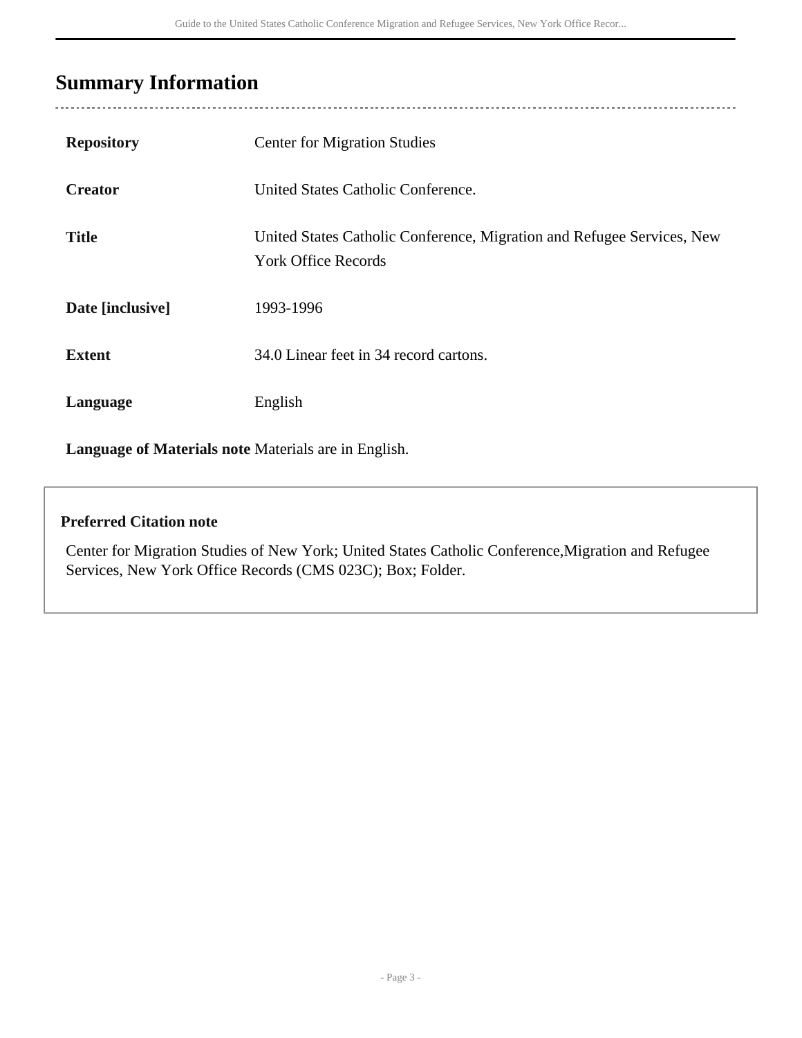## Summary Information

| | |
|---|---|
| **Repository** | Center for Migration Studies |
| **Creator** | United States Catholic Conference. |
| **Title** | United States Catholic Conference, Migration and Refugee Services, New York Office Records |
| **Date [inclusive]** | 1993-1996 |
| **Extent** | 34.0 Linear feet in 34 record cartons. |
| **Language** | English |
| **Language of Materials note** | Materials are in English. |

**Preferred Citation note**

Center for Migration Studies of New York; United States Catholic Conference,Migration and Refugee Services, New York Office Records (CMS 023C); Box; Folder.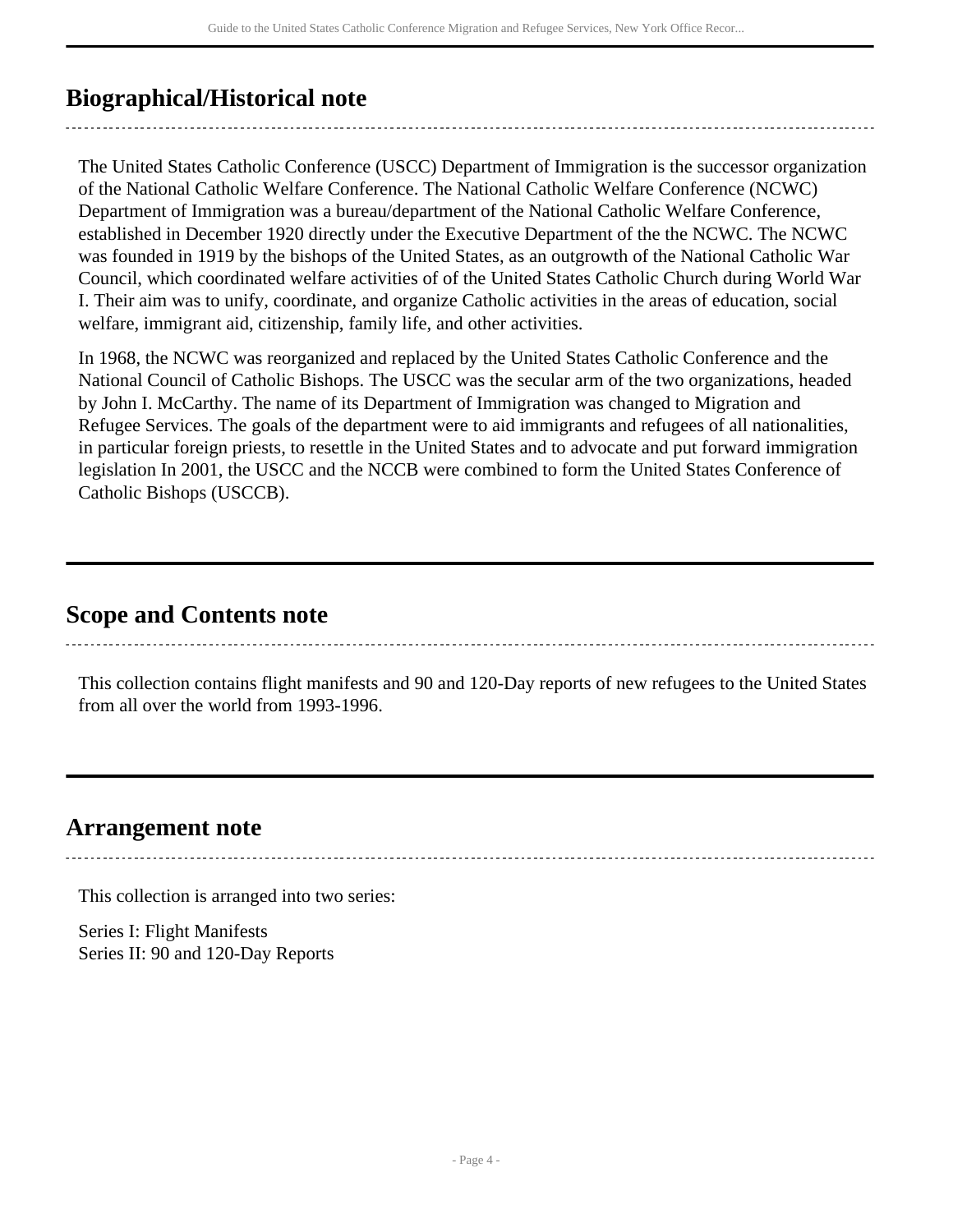## Biographical/Historical note

The United States Catholic Conference (USCC) Department of Immigration is the successor organization of the National Catholic Welfare Conference. The National Catholic Welfare Conference (NCWC) Department of Immigration was a bureau/department of the National Catholic Welfare Conference, established in December 1920 directly under the Executive Department of the the NCWC. The NCWC was founded in 1919 by the bishops of the United States, as an outgrowth of the National Catholic War Council, which coordinated welfare activities of of the United States Catholic Church during World War I. Their aim was to unify, coordinate, and organize Catholic activities in the areas of education, social welfare, immigrant aid, citizenship, family life, and other activities.

In 1968, the NCWC was reorganized and replaced by the United States Catholic Conference and the National Council of Catholic Bishops. The USCC was the secular arm of the two organizations, headed by John I. McCarthy. The name of its Department of Immigration was changed to Migration and Refugee Services. The goals of the department were to aid immigrants and refugees of all nationalities, in particular foreign priests, to resettle in the United States and to advocate and put forward immigration legislation In 2001, the USCC and the NCCB were combined to form the United States Conference of Catholic Bishops (USCCB).

## Scope and Contents note

This collection contains flight manifests and 90 and 120-Day reports of new refugees to the United States from all over the world from 1993-1996.

## Arrangement note

This collection is arranged into two series:

Series I: Flight Manifests
Series II: 90 and 120-Day Reports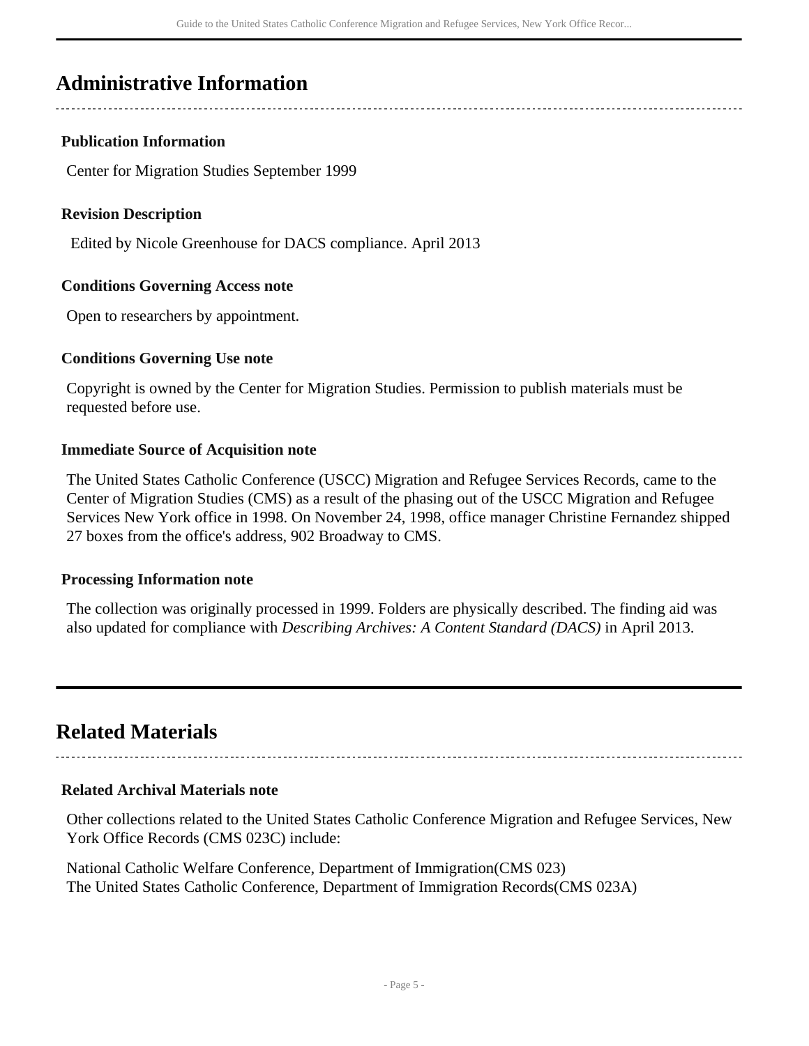## Administrative Information

### Publication Information

Center for Migration Studies September 1999

### Revision Description

Edited by Nicole Greenhouse for DACS compliance. April 2013

### Conditions Governing Access note

Open to researchers by appointment.

### Conditions Governing Use note

Copyright is owned by the Center for Migration Studies. Permission to publish materials must be requested before use.

### Immediate Source of Acquisition note

The United States Catholic Conference (USCC) Migration and Refugee Services Records, came to the Center of Migration Studies (CMS) as a result of the phasing out of the USCC Migration and Refugee Services New York office in 1998. On November 24, 1998, office manager Christine Fernandez shipped 27 boxes from the office's address, 902 Broadway to CMS.

### Processing Information note

The collection was originally processed in 1999. Folders are physically described. The finding aid was also updated for compliance with *Describing Archives: A Content Standard (DACS)* in April 2013.

## Related Materials

### Related Archival Materials note

Other collections related to the United States Catholic Conference Migration and Refugee Services, New York Office Records (CMS 023C) include:

National Catholic Welfare Conference, Department of Immigration(CMS 023)
The United States Catholic Conference, Department of Immigration Records(CMS 023A)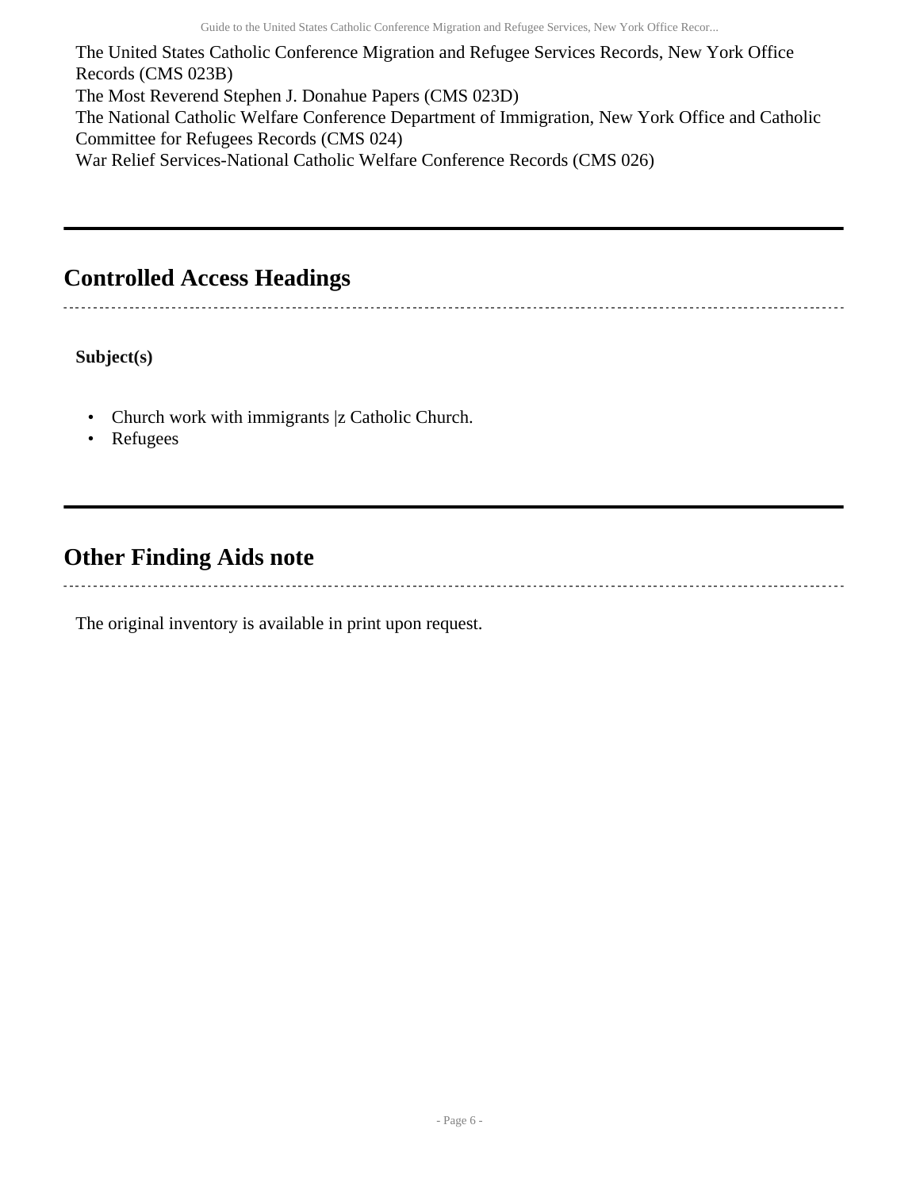The United States Catholic Conference Migration and Refugee Services Records, New York Office Records (CMS 023B)
The Most Reverend Stephen J. Donahue Papers (CMS 023D)
The National Catholic Welfare Conference Department of Immigration, New York Office and Catholic Committee for Refugees Records (CMS 024)
War Relief Services-National Catholic Welfare Conference Records (CMS 026)

## Controlled Access Headings

**Subject(s)**

- Church work with immigrants |z Catholic Church.
- Refugees

## Other Finding Aids note

The original inventory is available in print upon request.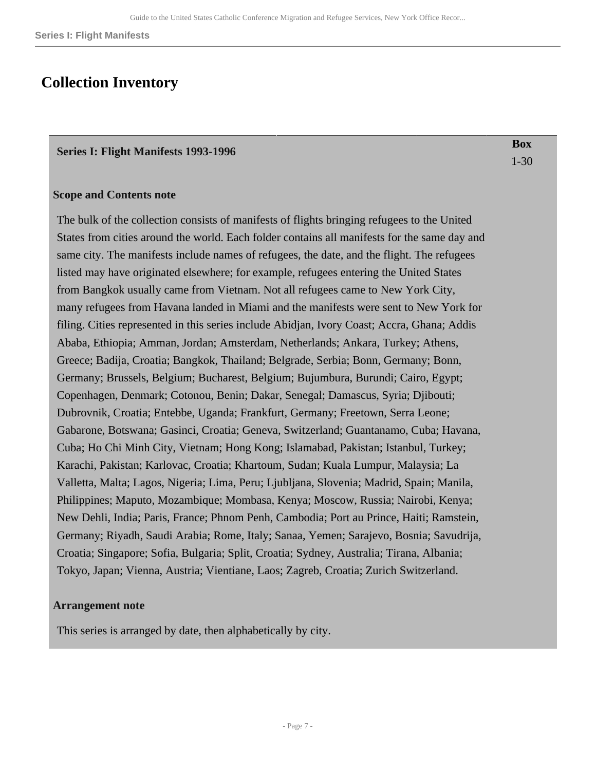# Collection Inventory

| Series I: Flight Manifests 1993-1996 | Box |
|---|---|
| | 1-30 |

**Scope and Contents note**

The bulk of the collection consists of manifests of flights bringing refugees to the United States from cities around the world. Each folder contains all manifests for the same day and same city. The manifests include names of refugees, the date, and the flight. The refugees listed may have originated elsewhere; for example, refugees entering the United States from Bangkok usually came from Vietnam. Not all refugees came to New York City, many refugees from Havana landed in Miami and the manifests were sent to New York for filing. Cities represented in this series include Abidjan, Ivory Coast; Accra, Ghana; Addis Ababa, Ethiopia; Amman, Jordan; Amsterdam, Netherlands; Ankara, Turkey; Athens, Greece; Badija, Croatia; Bangkok, Thailand; Belgrade, Serbia; Bonn, Germany; Bonn, Germany; Brussels, Belgium; Bucharest, Belgium; Bujumbura, Burundi; Cairo, Egypt; Copenhagen, Denmark; Cotonou, Benin; Dakar, Senegal; Damascus, Syria; Djibouti; Dubrovnik, Croatia; Entebbe, Uganda; Frankfurt, Germany; Freetown, Serra Leone; Gabarone, Botswana; Gasinci, Croatia; Geneva, Switzerland; Guantanamo, Cuba; Havana, Cuba; Ho Chi Minh City, Vietnam; Hong Kong; Islamabad, Pakistan; Istanbul, Turkey; Karachi, Pakistan; Karlovac, Croatia; Khartoum, Sudan; Kuala Lumpur, Malaysia; La Valletta, Malta; Lagos, Nigeria; Lima, Peru; Ljubljana, Slovenia; Madrid, Spain; Manila, Philippines; Maputo, Mozambique; Mombasa, Kenya; Moscow, Russia; Nairobi, Kenya; New Dehli, India; Paris, France; Phnom Penh, Cambodia; Port au Prince, Haiti; Ramstein, Germany; Riyadh, Saudi Arabia; Rome, Italy; Sanaa, Yemen; Sarajevo, Bosnia; Savudrija, Croatia; Singapore; Sofia, Bulgaria; Split, Croatia; Sydney, Australia; Tirana, Albania; Tokyo, Japan; Vienna, Austria; Vientiane, Laos; Zagreb, Croatia; Zurich Switzerland.

**Arrangement note**

This series is arranged by date, then alphabetically by city.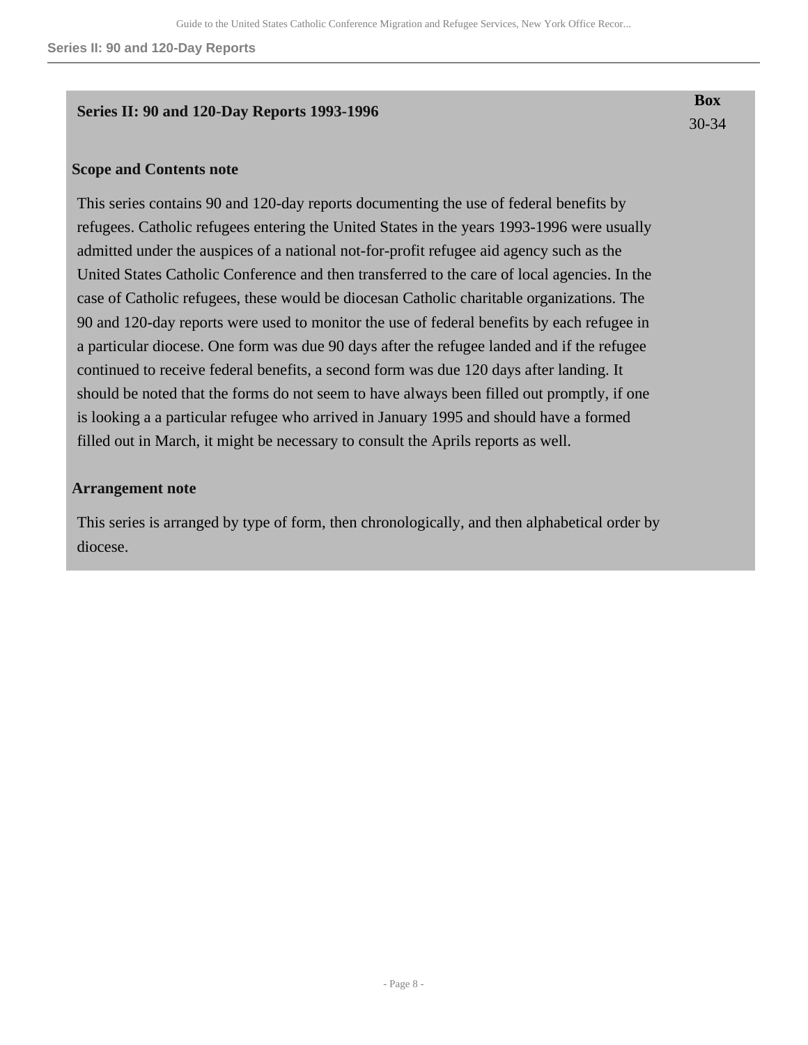## Series II: 90 and 120-Day Reports 1993-1996

**Box**
30-34

### Scope and Contents note

This series contains 90 and 120-day reports documenting the use of federal benefits by refugees. Catholic refugees entering the United States in the years 1993-1996 were usually admitted under the auspices of a national not-for-profit refugee aid agency such as the United States Catholic Conference and then transferred to the care of local agencies. In the case of Catholic refugees, these would be diocesan Catholic charitable organizations. The 90 and 120-day reports were used to monitor the use of federal benefits by each refugee in a particular diocese. One form was due 90 days after the refugee landed and if the refugee continued to receive federal benefits, a second form was due 120 days after landing. It should be noted that the forms do not seem to have always been filled out promptly, if one is looking a a particular refugee who arrived in January 1995 and should have a formed filled out in March, it might be necessary to consult the Aprils reports as well.

### Arrangement note

This series is arranged by type of form, then chronologically, and then alphabetical order by diocese.